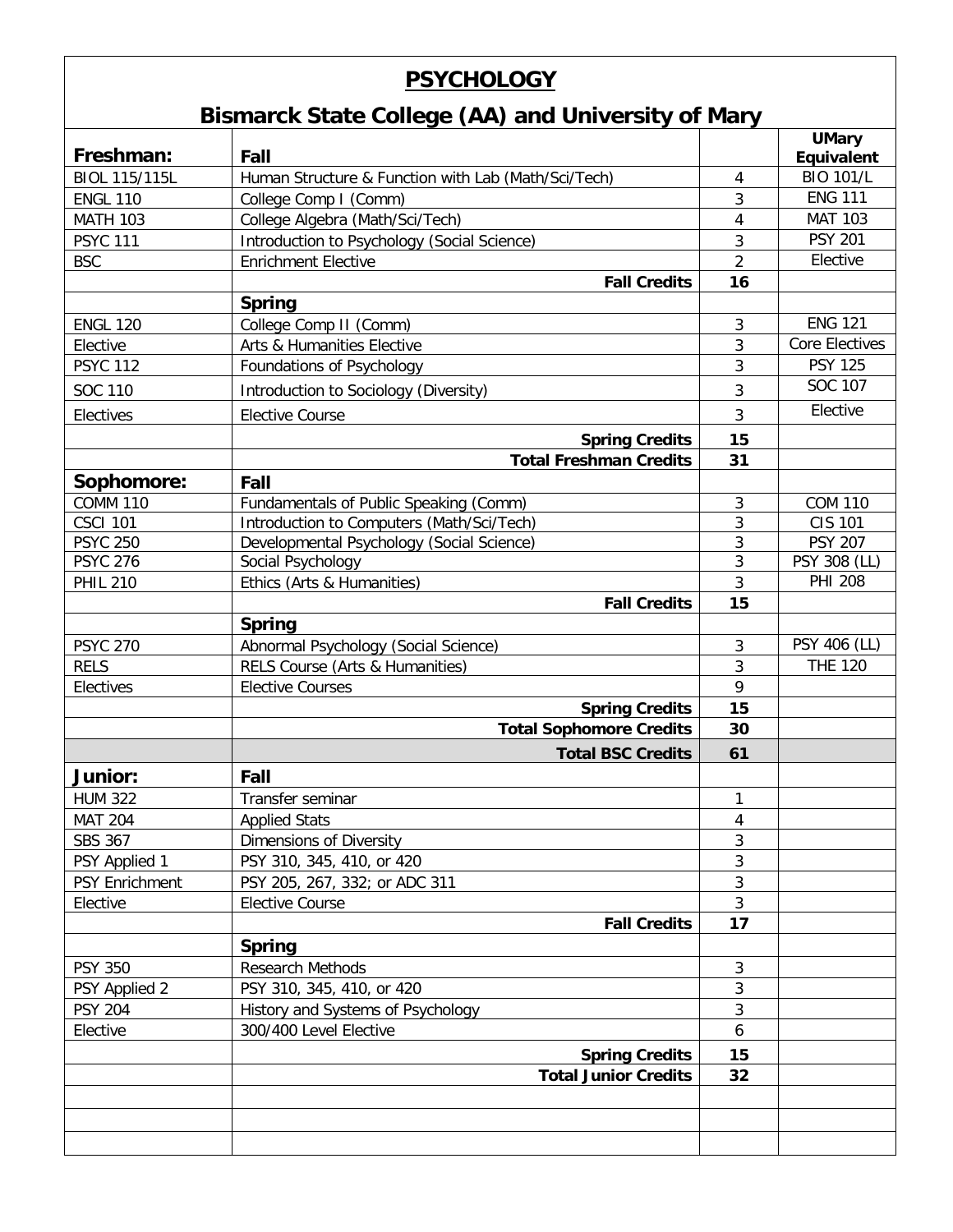# PSYCHOLOGY

## Bismarck State College (AA) and University of Mary

| Freshman: | Fall | | UMary Equivalent |
|---|---|---|---|
| BIOL 115/115L | Human Structure & Function with Lab (Math/Sci/Tech) | 4 | BIO 101/L |
| ENGL 110 | College Comp I (Comm) | 3 | ENG 111 |
| MATH 103 | College Algebra (Math/Sci/Tech) | 4 | MAT 103 |
| PSYC 111 | Introduction to Psychology (Social Science) | 3 | PSY 201 |
| BSC | Enrichment Elective | 2 | Elective |
| | **Fall Credits** | **16** | |
| | **Spring** | | |
| ENGL 120 | College Comp II (Comm) | 3 | ENG 121 |
| Elective | Arts & Humanities Elective | 3 | Core Electives |
| PSYC 112 | Foundations of Psychology | 3 | PSY 125 |
| SOC 110 | Introduction to Sociology (Diversity) | 3 | SOC 107 |
| Electives | Elective Course | 3 | Elective |
| | **Spring Credits** | **15** | |
| | **Total Freshman Credits** | **31** | |
| **Sophomore:** | **Fall** | | |
| COMM 110 | Fundamentals of Public Speaking (Comm) | 3 | COM 110 |
| CSCI 101 | Introduction to Computers (Math/Sci/Tech) | 3 | CIS 101 |
| PSYC 250 | Developmental Psychology (Social Science) | 3 | PSY 207 |
| PSYC 276 | Social Psychology | 3 | PSY 308 (LL) |
| PHIL 210 | Ethics (Arts & Humanities) | 3 | PHI 208 |
| | **Fall Credits** | **15** | |
| | **Spring** | | |
| PSYC 270 | Abnormal Psychology (Social Science) | 3 | PSY 406 (LL) |
| RELS | RELS Course (Arts & Humanities) | 3 | THE 120 |
| Electives | Elective Courses | 9 | |
| | **Spring Credits** | **15** | |
| | **Total Sophomore Credits** | **30** | |
| | **Total BSC Credits** | **61** | |
| **Junior:** | **Fall** | | |
| HUM 322 | Transfer seminar | 1 | |
| MAT 204 | Applied Stats | 4 | |
| SBS 367 | Dimensions of Diversity | 3 | |
| PSY Applied 1 | PSY 310, 345, 410, or 420 | 3 | |
| PSY Enrichment | PSY 205, 267, 332; or ADC 311 | 3 | |
| Elective | Elective Course | 3 | |
| | **Fall Credits** | **17** | |
| | **Spring** | | |
| PSY 350 | Research Methods | 3 | |
| PSY Applied 2 | PSY 310, 345, 410, or 420 | 3 | |
| PSY 204 | History and Systems of Psychology | 3 | |
| Elective | 300/400 Level Elective | 6 | |
| | **Spring Credits** | **15** | |
| | **Total Junior Credits** | **32** | |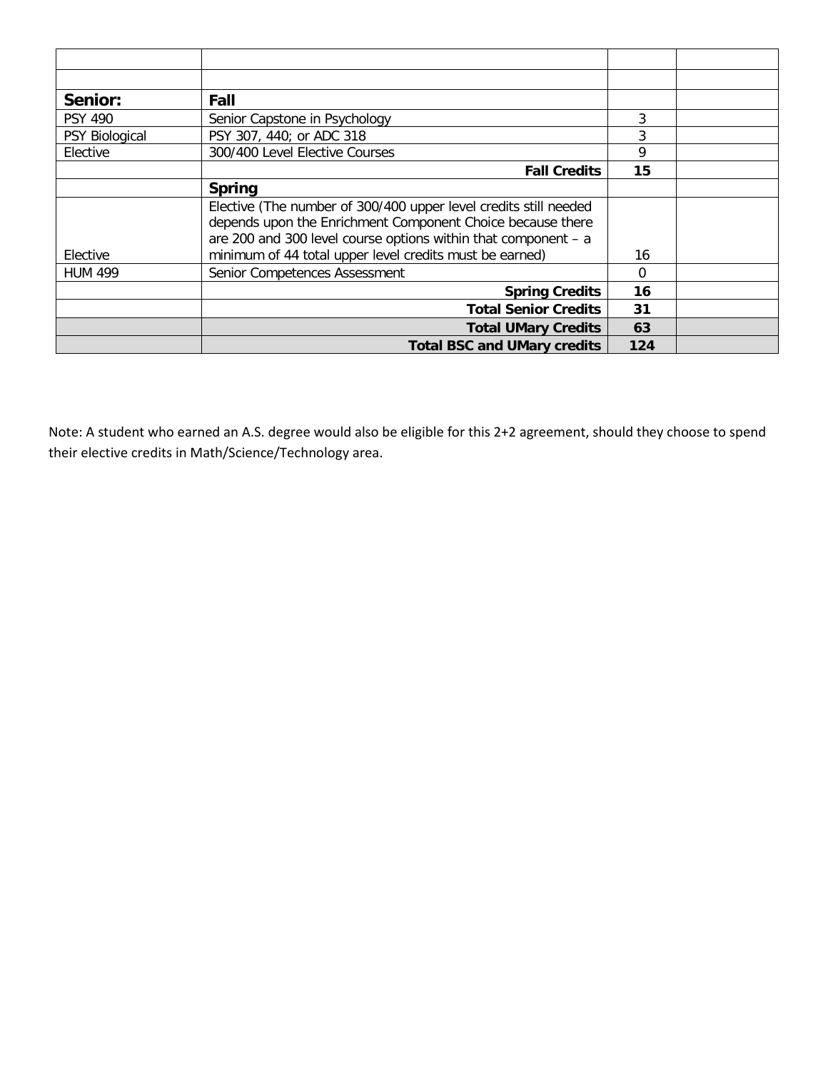| | | | |
|---|---|---|---|
| | | | |
| | | | |
| **Senior:** | **Fall** | | |
| PSY 490 | Senior Capstone in Psychology | 3 | |
| PSY Biological | PSY 307, 440; or ADC 318 | 3 | |
| Elective | 300/400 Level Elective Courses | 9 | |
| | **Fall Credits** | **15** | |
| | **Spring** | | |
| Elective | Elective (The number of 300/400 upper level credits still needed depends upon the Enrichment Component Choice because there are 200 and 300 level course options within that component – a minimum of 44 total upper level credits must be earned) | 16 | |
| HUM 499 | Senior Competences Assessment | 0 | |
| | **Spring Credits** | **16** | |
| | **Total Senior Credits** | **31** | |
| | **Total UMary Credits** | **63** | |
| | **Total BSC and UMary credits** | **124** | |

Note: A student who earned an A.S. degree would also be eligible for this 2+2 agreement, should they choose to spend their elective credits in Math/Science/Technology area.